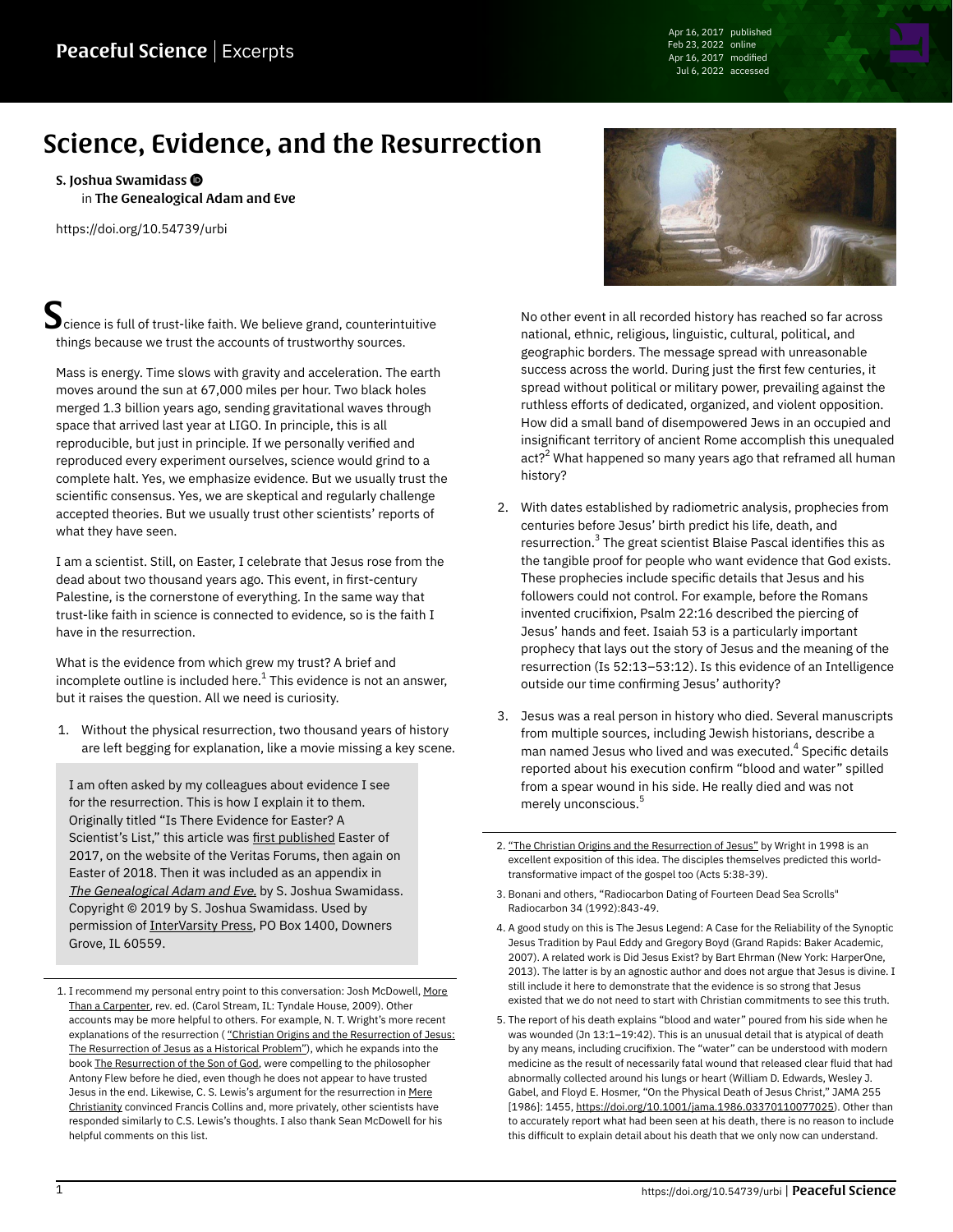# Science, Evidence, and the Resurrection

**S. Joshua Swamidass**
in **The Genealogical Adam and Eve**

https://doi.org/10.54739/urbi

Science is full of trust-like faith. We believe grand, counterintuitive things because we trust the accounts of trustworthy sources.

Mass is energy. Time slows with gravity and acceleration. The earth moves around the sun at 67,000 miles per hour. Two black holes merged 1.3 billion years ago, sending gravitational waves through space that arrived last year at LIGO. In principle, this is all reproducible, but just in principle. If we personally verified and reproduced every experiment ourselves, science would grind to a complete halt. Yes, we emphasize evidence. But we usually trust the scientific consensus. Yes, we are skeptical and regularly challenge accepted theories. But we usually trust other scientists' reports of what they have seen.

I am a scientist. Still, on Easter, I celebrate that Jesus rose from the dead about two thousand years ago. This event, in first-century Palestine, is the cornerstone of everything. In the same way that trust-like faith in science is connected to evidence, so is the faith I have in the resurrection.

What is the evidence from which grew my trust? A brief and incomplete outline is included here.[1] This evidence is not an answer, but it raises the question. All we need is curiosity.

1. Without the physical resurrection, two thousand years of history are left begging for explanation, like a movie missing a key scene.

> I am often asked by my colleagues about evidence I see for the resurrection. This is how I explain it to them. Originally titled "Is There Evidence for Easter? A Scientist's List," this article was first published Easter of 2017, on the website of the Veritas Forums, then again on Easter of 2018. Then it was included as an appendix in *The Genealogical Adam and Eve*, by S. Joshua Swamidass. Copyright © 2019 by S. Joshua Swamidass. Used by permission of InterVarsity Press, PO Box 1400, Downers Grove, IL 60559.

No other event in all recorded history has reached so far across national, ethnic, religious, linguistic, cultural, political, and geographic borders. The message spread with unreasonable success across the world. During just the first few centuries, it spread without political or military power, prevailing against the ruthless efforts of dedicated, organized, and violent opposition. How did a small band of disempowered Jews in an occupied and insignificant territory of ancient Rome accomplish this unequaled act?[2] What happened so many years ago that reframed all human history?

2. With dates established by radiometric analysis, prophecies from centuries before Jesus' birth predict his life, death, and resurrection.[3] The great scientist Blaise Pascal identifies this as the tangible proof for people who want evidence that God exists. These prophecies include specific details that Jesus and his followers could not control. For example, before the Romans invented crucifixion, Psalm 22:16 described the piercing of Jesus' hands and feet. Isaiah 53 is a particularly important prophecy that lays out the story of Jesus and the meaning of the resurrection (Is 52:13–53:12). Is this evidence of an Intelligence outside our time confirming Jesus' authority?

3. Jesus was a real person in history who died. Several manuscripts from multiple sources, including Jewish historians, describe a man named Jesus who lived and was executed.[4] Specific details reported about his execution confirm "blood and water" spilled from a spear wound in his side. He really died and was not merely unconscious.[5]

---

1. I recommend my personal entry point to this conversation: Josh McDowell, More Than a Carpenter, rev. ed. (Carol Stream, IL: Tyndale House, 2009). Other accounts may be more helpful to others. For example, N. T. Wright's more recent explanations of the resurrection ("Christian Origins and the Resurrection of Jesus: The Resurrection of Jesus as a Historical Problem"), which he expands into the book The Resurrection of the Son of God, were compelling to the philosopher Antony Flew before he died, even though he does not appear to have trusted Jesus in the end. Likewise, C. S. Lewis's argument for the resurrection in Mere Christianity convinced Francis Collins and, more privately, other scientists have responded similarly to C.S. Lewis's thoughts. I also thank Sean McDowell for his helpful comments on this list.

2. "The Christian Origins and the Resurrection of Jesus" by Wright in 1998 is an excellent exposition of this idea. The disciples themselves predicted this world-transformative impact of the gospel too (Acts 5:38-39).

3. Bonani and others, "Radiocarbon Dating of Fourteen Dead Sea Scrolls" Radiocarbon 34 (1992):843-49.

4. A good study on this is The Jesus Legend: A Case for the Reliability of the Synoptic Jesus Tradition by Paul Eddy and Gregory Boyd (Grand Rapids: Baker Academic, 2007). A related work is Did Jesus Exist? by Bart Ehrman (New York: HarperOne, 2013). The latter is by an agnostic author and does not argue that Jesus is divine. I still include it here to demonstrate that the evidence is so strong that Jesus existed that we do not need to start with Christian commitments to see this truth.

5. The report of his death explains "blood and water" poured from his side when he was wounded (Jn 13:1–19:42). This is an unusual detail that is atypical of death by any means, including crucifixion. The "water" can be understood with modern medicine as the result of necessarily fatal wound that released clear fluid that had abnormally collected around his lungs or heart (William D. Edwards, Wesley J. Gabel, and Floyd E. Hosmer, "On the Physical Death of Jesus Christ," JAMA 255 [1986]: 1455, https://doi.org/10.1001/jama.1986.03370110077025). Other than to accurately report what had been seen at his death, there is no reason to include this difficult to explain detail about his death that we only now can understand.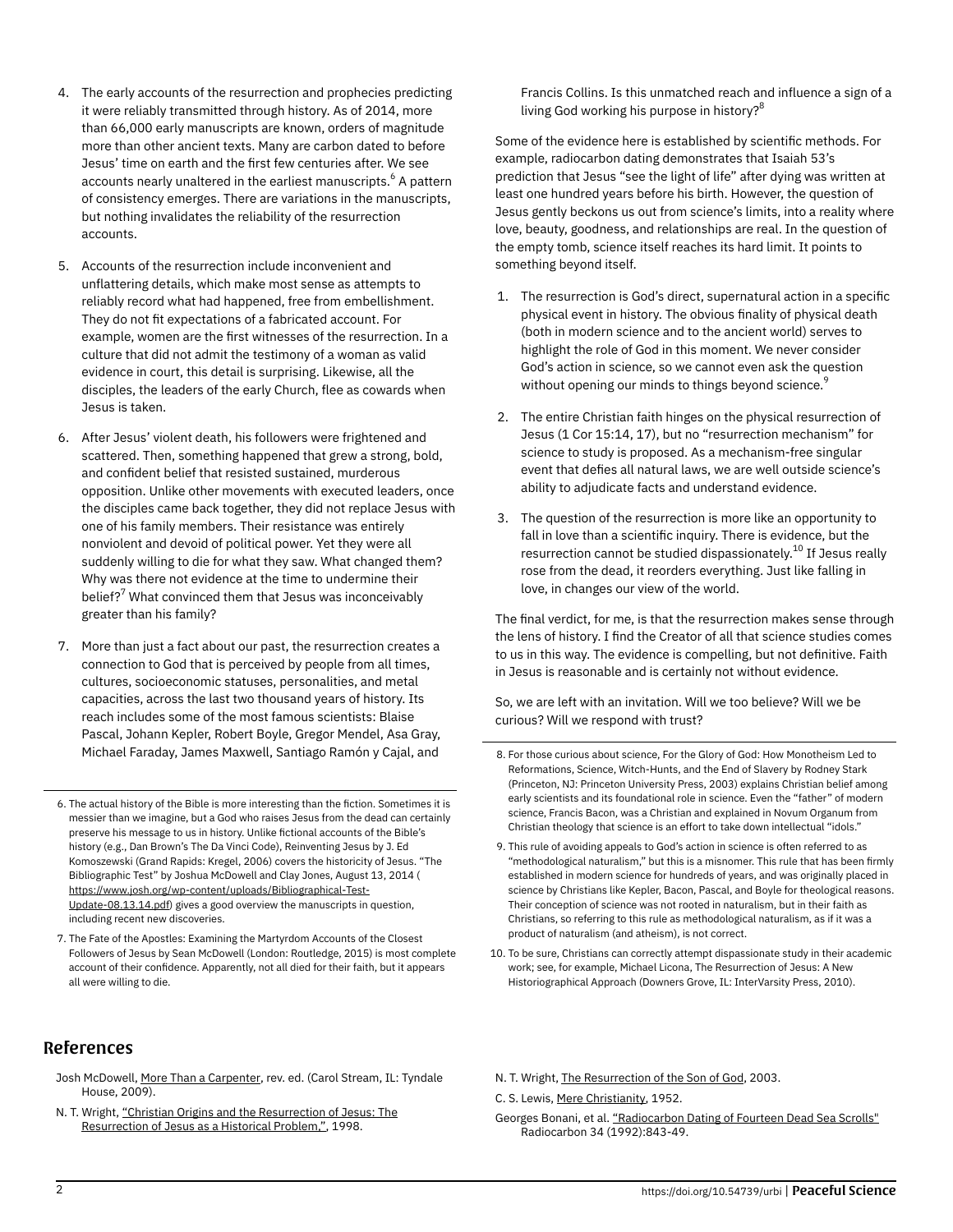4. The early accounts of the resurrection and prophecies predicting it were reliably transmitted through history. As of 2014, more than 66,000 early manuscripts are known, orders of magnitude more than other ancient texts. Many are carbon dated to before Jesus' time on earth and the first few centuries after. We see accounts nearly unaltered in the earliest manuscripts.[6] A pattern of consistency emerges. There are variations in the manuscripts, but nothing invalidates the reliability of the resurrection accounts.

5. Accounts of the resurrection include inconvenient and unflattering details, which make most sense as attempts to reliably record what had happened, free from embellishment. They do not fit expectations of a fabricated account. For example, women are the first witnesses of the resurrection. In a culture that did not admit the testimony of a woman as valid evidence in court, this detail is surprising. Likewise, all the disciples, the leaders of the early Church, flee as cowards when Jesus is taken.

6. After Jesus' violent death, his followers were frightened and scattered. Then, something happened that grew a strong, bold, and confident belief that resisted sustained, murderous opposition. Unlike other movements with executed leaders, once the disciples came back together, they did not replace Jesus with one of his family members. Their resistance was entirely nonviolent and devoid of political power. Yet they were all suddenly willing to die for what they saw. What changed them? Why was there not evidence at the time to undermine their belief?[7] What convinced them that Jesus was inconceivably greater than his family?

7. More than just a fact about our past, the resurrection creates a connection to God that is perceived by people from all times, cultures, socioeconomic statuses, personalities, and metal capacities, across the last two thousand years of history. Its reach includes some of the most famous scientists: Blaise Pascal, Johann Kepler, Robert Boyle, Gregor Mendel, Asa Gray, Michael Faraday, James Maxwell, Santiago Ramón y Cajal, and Francis Collins. Is this unmatched reach and influence a sign of a living God working his purpose in history?[8]

Some of the evidence here is established by scientific methods. For example, radiocarbon dating demonstrates that Isaiah 53's prediction that Jesus "see the light of life" after dying was written at least one hundred years before his birth. However, the question of Jesus gently beckons us out from science's limits, into a reality where love, beauty, goodness, and relationships are real. In the question of the empty tomb, science itself reaches its hard limit. It points to something beyond itself.

1. The resurrection is God's direct, supernatural action in a specific physical event in history. The obvious finality of physical death (both in modern science and to the ancient world) serves to highlight the role of God in this moment. We never consider God's action in science, so we cannot even ask the question without opening our minds to things beyond science.[9]

2. The entire Christian faith hinges on the physical resurrection of Jesus (1 Cor 15:14, 17), but no "resurrection mechanism" for science to study is proposed. As a mechanism-free singular event that defies all natural laws, we are well outside science's ability to adjudicate facts and understand evidence.

3. The question of the resurrection is more like an opportunity to fall in love than a scientific inquiry. There is evidence, but the resurrection cannot be studied dispassionately.[10] If Jesus really rose from the dead, it reorders everything. Just like falling in love, in changes our view of the world.

The final verdict, for me, is that the resurrection makes sense through the lens of history. I find the Creator of all that science studies comes to us in this way. The evidence is compelling, but not definitive. Faith in Jesus is reasonable and is certainly not without evidence.

So, we are left with an invitation. Will we too believe? Will we be curious? Will we respond with trust?

---

6. The actual history of the Bible is more interesting than the fiction. Sometimes it is messier than we imagine, but a God who raises Jesus from the dead can certainly preserve his message to us in history. Unlike fictional accounts of the Bible's history (e.g., Dan Brown's The Da Vinci Code), Reinventing Jesus by J. Ed Komoszewski (Grand Rapids: Kregel, 2006) covers the historicity of Jesus. "The Bibliographic Test" by Joshua McDowell and Clay Jones, August 13, 2014 ( https://www.josh.org/wp-content/uploads/Bibliographical-Test-Update-08.13.14.pdf) gives a good overview the manuscripts in question, including recent new discoveries.

7. The Fate of the Apostles: Examining the Martyrdom Accounts of the Closest Followers of Jesus by Sean McDowell (London: Routledge, 2015) is most complete account of their confidence. Apparently, not all died for their faith, but it appears all were willing to die.

8. For those curious about science, For the Glory of God: How Monotheism Led to Reformations, Science, Witch-Hunts, and the End of Slavery by Rodney Stark (Princeton, NJ: Princeton University Press, 2003) explains Christian belief among early scientists and its foundational role in science. Even the "father" of modern science, Francis Bacon, was a Christian and explained in Novum Organum from Christian theology that science is an effort to take down intellectual "idols."

9. This rule of avoiding appeals to God's action in science is often referred to as "methodological naturalism," but this is a misnomer. This rule that has been firmly established in modern science for hundreds of years, and was originally placed in science by Christians like Kepler, Bacon, Pascal, and Boyle for theological reasons. Their conception of science was not rooted in naturalism, but in their faith as Christians, so referring to this rule as methodological naturalism, as if it was a product of naturalism (and atheism), is not correct.

10. To be sure, Christians can correctly attempt dispassionate study in their academic work; see, for example, Michael Licona, The Resurrection of Jesus: A New Historiographical Approach (Downers Grove, IL: InterVarsity Press, 2010).

## References

Josh McDowell, More Than a Carpenter, rev. ed. (Carol Stream, IL: Tyndale House, 2009).

N. T. Wright, "Christian Origins and the Resurrection of Jesus: The Resurrection of Jesus as a Historical Problem,", 1998.

N. T. Wright, The Resurrection of the Son of God, 2003.

C. S. Lewis, Mere Christianity, 1952.

Georges Bonani, et al. "Radiocarbon Dating of Fourteen Dead Sea Scrolls" Radiocarbon 34 (1992):843-49.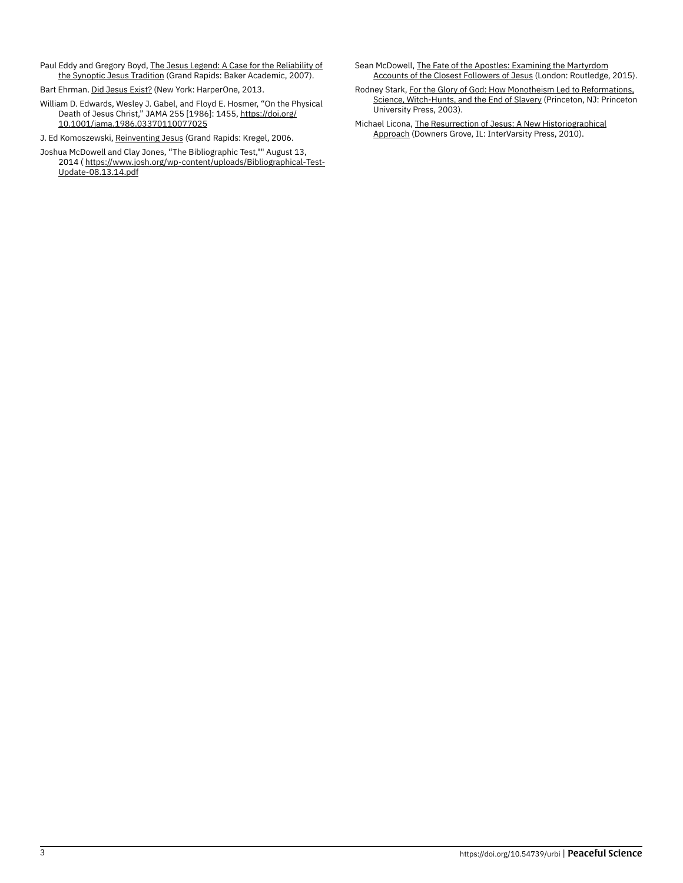Paul Eddy and Gregory Boyd, The Jesus Legend: A Case for the Reliability of the Synoptic Jesus Tradition (Grand Rapids: Baker Academic, 2007).

Bart Ehrman. Did Jesus Exist? (New York: HarperOne, 2013.

William D. Edwards, Wesley J. Gabel, and Floyd E. Hosmer, "On the Physical Death of Jesus Christ," JAMA 255 [1986]: 1455, https://doi.org/10.1001/jama.1986.03370110077025

J. Ed Komoszewski, Reinventing Jesus (Grand Rapids: Kregel, 2006.

Joshua McDowell and Clay Jones, "The Bibliographic Test,"" August 13, 2014 ( https://www.josh.org/wp-content/uploads/Bibliographical-Test-Update-08.13.14.pdf

Sean McDowell, The Fate of the Apostles: Examining the Martyrdom Accounts of the Closest Followers of Jesus (London: Routledge, 2015).

Rodney Stark, For the Glory of God: How Monotheism Led to Reformations, Science, Witch-Hunts, and the End of Slavery (Princeton, NJ: Princeton University Press, 2003).

Michael Licona, The Resurrection of Jesus: A New Historiographical Approach (Downers Grove, IL: InterVarsity Press, 2010).